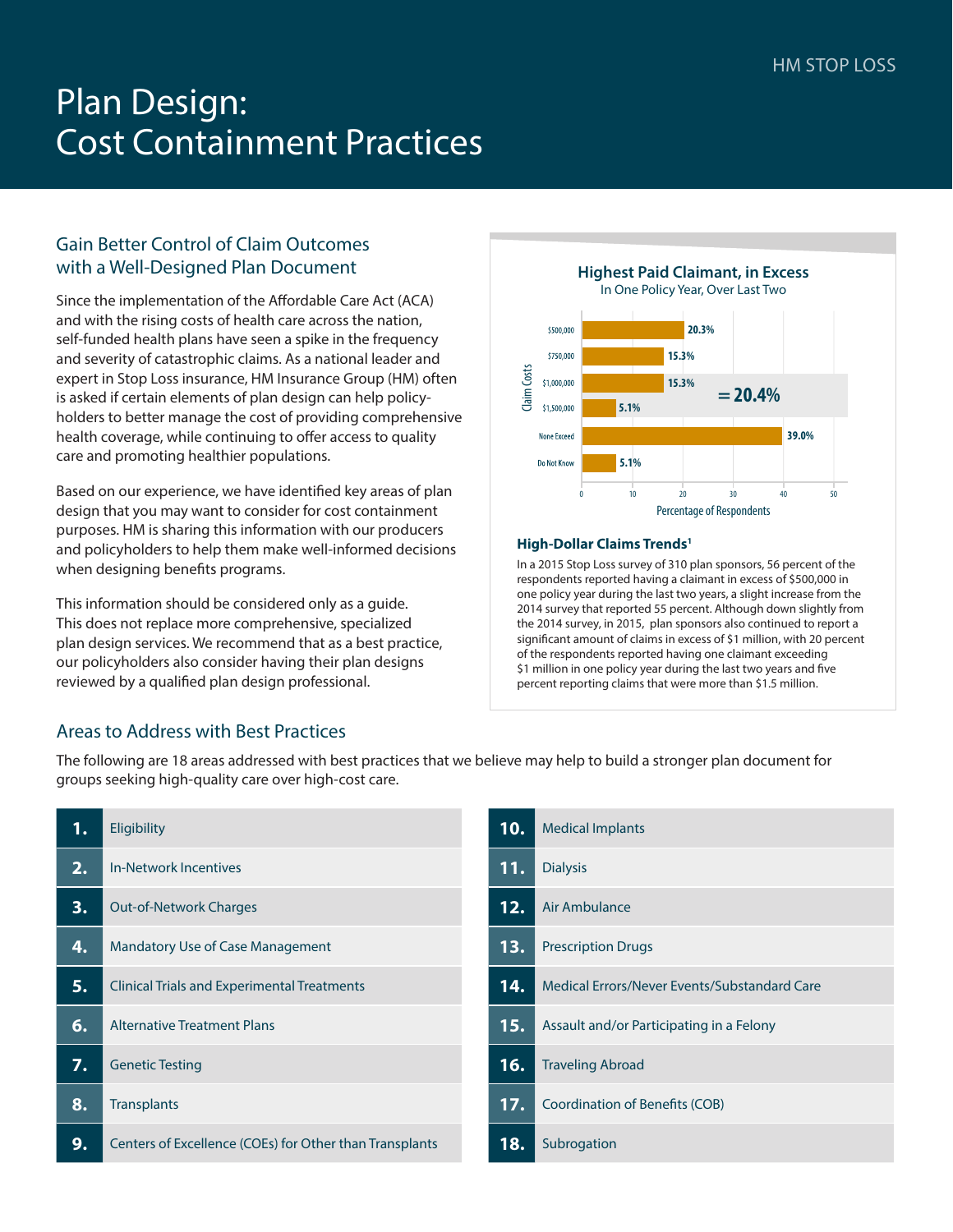# Plan Design: Cost Containment Practices

## Gain Better Control of Claim Outcomes with a Well-Designed Plan Document

Since the implementation of the Affordable Care Act (ACA) and with the rising costs of health care across the nation, self-funded health plans have seen a spike in the frequency and severity of catastrophic claims. As a national leader and expert in Stop Loss insurance, HM Insurance Group (HM) often is asked if certain elements of plan design can help policyholders to better manage the cost of providing comprehensive health coverage, while continuing to offer access to quality care and promoting healthier populations.

Based on our experience, we have identified key areas of plan design that you may want to consider for cost containment purposes. HM is sharing this information with our producers and policyholders to help them make well-informed decisions when designing benefits programs.

This information should be considered only as a guide. This does not replace more comprehensive, specialized plan design services. We recommend that as a best practice, our policyholders also consider having their plan designs reviewed by a qualified plan design professional.

**Highest Paid Claimant, in Excess**
In One Policy Year, Over Last Two

| Claim Costs | Percentage of Respondents |
|---|---|
| $500,000 | 20.3% |
| $750,000 | 15.3% |
| $1,000,000 | 15.3% |
| $1,500,000 | 5.1% |
| None Exceed | 39.0% |
| Do Not Know | 5.1% |

$1,000,000 + $1,500,000 = 20.4%

### High-Dollar Claims Trends[1]

In a 2015 Stop Loss survey of 310 plan sponsors, 56 percent of the respondents reported having a claimant in excess of $500,000 in one policy year during the last two years, a slight increase from the 2014 survey that reported 55 percent. Although down slightly from the 2014 survey, in 2015, plan sponsors also continued to report a significant amount of claims in excess of $1 million, with 20 percent of the respondents reported having one claimant exceeding $1 million in one policy year during the last two years and five percent reporting claims that were more than $1.5 million.

## Areas to Address with Best Practices

The following are 18 areas addressed with best practices that we believe may help to build a stronger plan document for groups seeking high-quality care over high-cost care.

1. Eligibility
2. In-Network Incentives
3. Out-of-Network Charges
4. Mandatory Use of Case Management
5. Clinical Trials and Experimental Treatments
6. Alternative Treatment Plans
7. Genetic Testing
8. Transplants
9. Centers of Excellence (COEs) for Other than Transplants
10. Medical Implants
11. Dialysis
12. Air Ambulance
13. Prescription Drugs
14. Medical Errors/Never Events/Substandard Care
15. Assault and/or Participating in a Felony
16. Traveling Abroad
17. Coordination of Benefits (COB)
18. Subrogation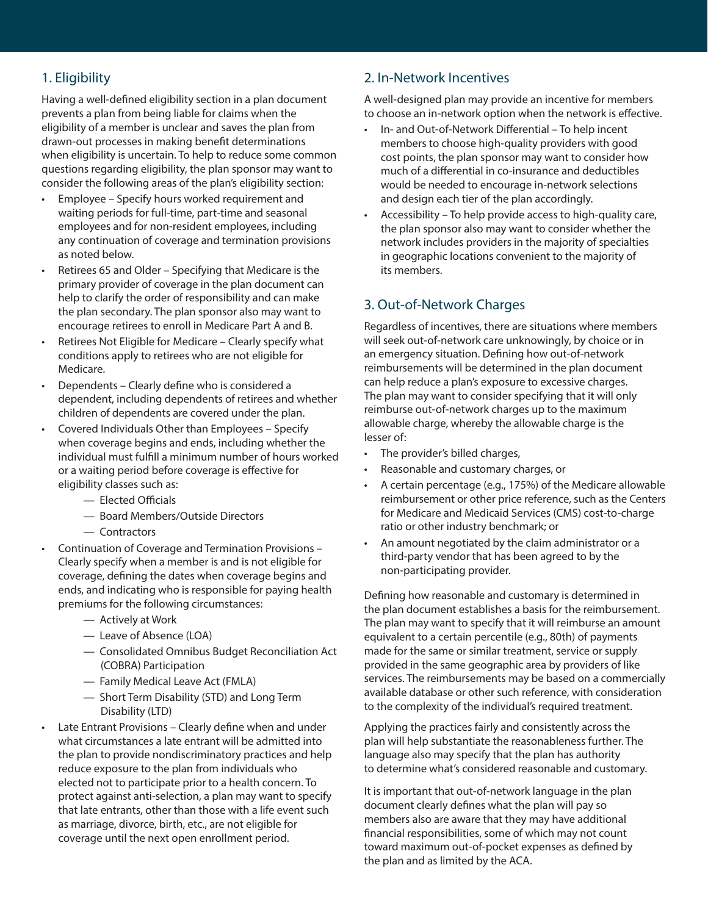## 1. Eligibility

Having a well-defined eligibility section in a plan document prevents a plan from being liable for claims when the eligibility of a member is unclear and saves the plan from drawn-out processes in making benefit determinations when eligibility is uncertain. To help to reduce some common questions regarding eligibility, the plan sponsor may want to consider the following areas of the plan's eligibility section:

- Employee – Specify hours worked requirement and waiting periods for full-time, part-time and seasonal employees and for non-resident employees, including any continuation of coverage and termination provisions as noted below.
- Retirees 65 and Older – Specifying that Medicare is the primary provider of coverage in the plan document can help to clarify the order of responsibility and can make the plan secondary. The plan sponsor also may want to encourage retirees to enroll in Medicare Part A and B.
- Retirees Not Eligible for Medicare – Clearly specify what conditions apply to retirees who are not eligible for Medicare.
- Dependents – Clearly define who is considered a dependent, including dependents of retirees and whether children of dependents are covered under the plan.
- Covered Individuals Other than Employees – Specify when coverage begins and ends, including whether the individual must fulfill a minimum number of hours worked or a waiting period before coverage is effective for eligibility classes such as:
  - Elected Officials
  - Board Members/Outside Directors
  - Contractors
- Continuation of Coverage and Termination Provisions – Clearly specify when a member is and is not eligible for coverage, defining the dates when coverage begins and ends, and indicating who is responsible for paying health premiums for the following circumstances:
  - Actively at Work
  - Leave of Absence (LOA)
  - Consolidated Omnibus Budget Reconciliation Act (COBRA) Participation
  - Family Medical Leave Act (FMLA)
  - Short Term Disability (STD) and Long Term Disability (LTD)
- Late Entrant Provisions – Clearly define when and under what circumstances a late entrant will be admitted into the plan to provide nondiscriminatory practices and help reduce exposure to the plan from individuals who elected not to participate prior to a health concern. To protect against anti-selection, a plan may want to specify that late entrants, other than those with a life event such as marriage, divorce, birth, etc., are not eligible for coverage until the next open enrollment period.

## 2. In-Network Incentives

A well-designed plan may provide an incentive for members to choose an in-network option when the network is effective.

- In- and Out-of-Network Differential – To help incent members to choose high-quality providers with good cost points, the plan sponsor may want to consider how much of a differential in co-insurance and deductibles would be needed to encourage in-network selections and design each tier of the plan accordingly.
- Accessibility – To help provide access to high-quality care, the plan sponsor also may want to consider whether the network includes providers in the majority of specialties in geographic locations convenient to the majority of its members.

## 3. Out-of-Network Charges

Regardless of incentives, there are situations where members will seek out-of-network care unknowingly, by choice or in an emergency situation. Defining how out-of-network reimbursements will be determined in the plan document can help reduce a plan's exposure to excessive charges. The plan may want to consider specifying that it will only reimburse out-of-network charges up to the maximum allowable charge, whereby the allowable charge is the lesser of:

- The provider's billed charges,
- Reasonable and customary charges, or
- A certain percentage (e.g., 175%) of the Medicare allowable reimbursement or other price reference, such as the Centers for Medicare and Medicaid Services (CMS) cost-to-charge ratio or other industry benchmark; or
- An amount negotiated by the claim administrator or a third-party vendor that has been agreed to by the non-participating provider.

Defining how reasonable and customary is determined in the plan document establishes a basis for the reimbursement. The plan may want to specify that it will reimburse an amount equivalent to a certain percentile (e.g., 80th) of payments made for the same or similar treatment, service or supply provided in the same geographic area by providers of like services. The reimbursements may be based on a commercially available database or other such reference, with consideration to the complexity of the individual's required treatment.

Applying the practices fairly and consistently across the plan will help substantiate the reasonableness further. The language also may specify that the plan has authority to determine what's considered reasonable and customary.

It is important that out-of-network language in the plan document clearly defines what the plan will pay so members also are aware that they may have additional financial responsibilities, some of which may not count toward maximum out-of-pocket expenses as defined by the plan and as limited by the ACA.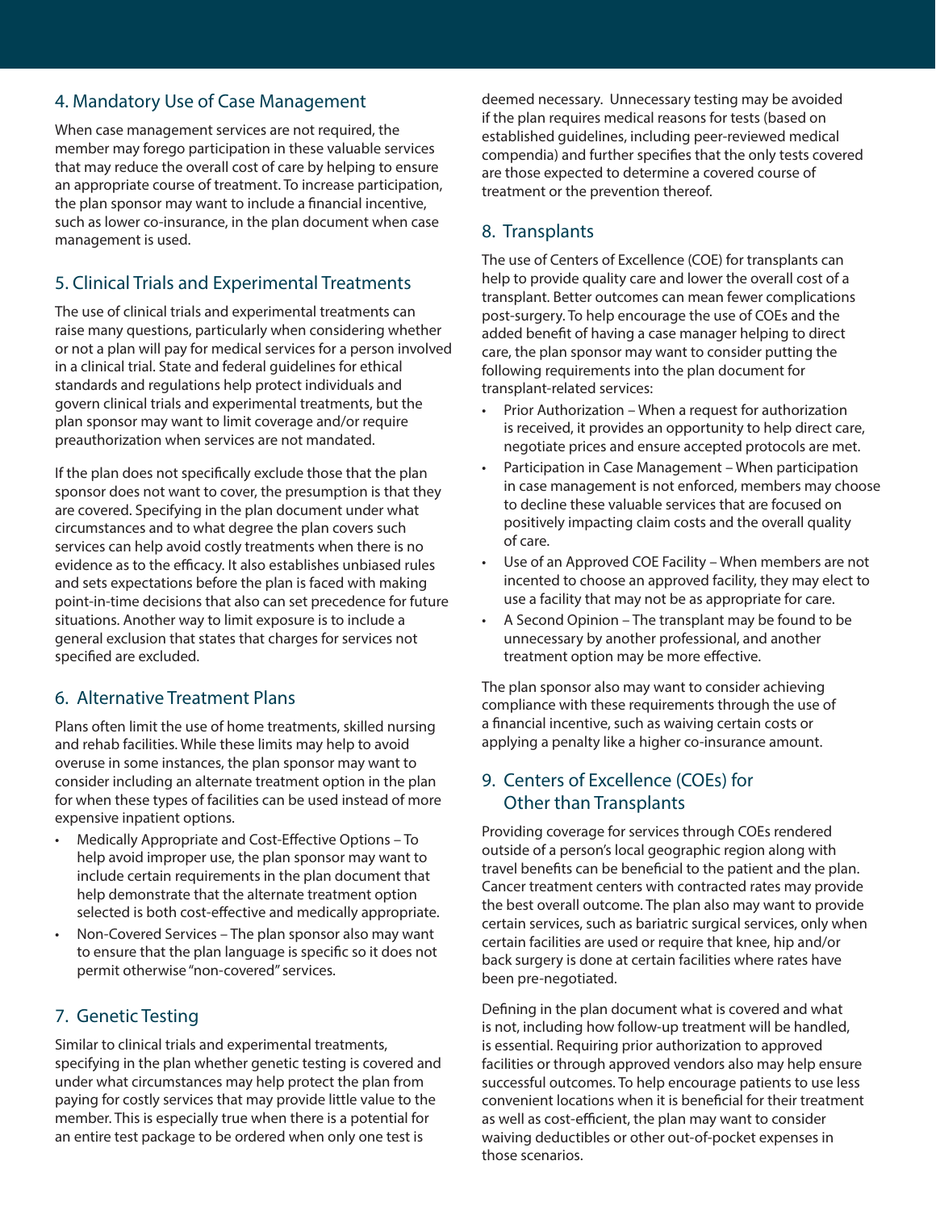## 4. Mandatory Use of Case Management

When case management services are not required, the member may forego participation in these valuable services that may reduce the overall cost of care by helping to ensure an appropriate course of treatment. To increase participation, the plan sponsor may want to include a financial incentive, such as lower co-insurance, in the plan document when case management is used.

## 5. Clinical Trials and Experimental Treatments

The use of clinical trials and experimental treatments can raise many questions, particularly when considering whether or not a plan will pay for medical services for a person involved in a clinical trial. State and federal guidelines for ethical standards and regulations help protect individuals and govern clinical trials and experimental treatments, but the plan sponsor may want to limit coverage and/or require preauthorization when services are not mandated.

If the plan does not specifically exclude those that the plan sponsor does not want to cover, the presumption is that they are covered. Specifying in the plan document under what circumstances and to what degree the plan covers such services can help avoid costly treatments when there is no evidence as to the efficacy. It also establishes unbiased rules and sets expectations before the plan is faced with making point-in-time decisions that also can set precedence for future situations. Another way to limit exposure is to include a general exclusion that states that charges for services not specified are excluded.

## 6. Alternative Treatment Plans

Plans often limit the use of home treatments, skilled nursing and rehab facilities. While these limits may help to avoid overuse in some instances, the plan sponsor may want to consider including an alternate treatment option in the plan for when these types of facilities can be used instead of more expensive inpatient options.

- Medically Appropriate and Cost-Effective Options – To help avoid improper use, the plan sponsor may want to include certain requirements in the plan document that help demonstrate that the alternate treatment option selected is both cost-effective and medically appropriate.
- Non-Covered Services – The plan sponsor also may want to ensure that the plan language is specific so it does not permit otherwise "non-covered" services.

## 7. Genetic Testing

Similar to clinical trials and experimental treatments, specifying in the plan whether genetic testing is covered and under what circumstances may help protect the plan from paying for costly services that may provide little value to the member. This is especially true when there is a potential for an entire test package to be ordered when only one test is deemed necessary. Unnecessary testing may be avoided if the plan requires medical reasons for tests (based on established guidelines, including peer-reviewed medical compendia) and further specifies that the only tests covered are those expected to determine a covered course of treatment or the prevention thereof.

## 8. Transplants

The use of Centers of Excellence (COE) for transplants can help to provide quality care and lower the overall cost of a transplant. Better outcomes can mean fewer complications post-surgery. To help encourage the use of COEs and the added benefit of having a case manager helping to direct care, the plan sponsor may want to consider putting the following requirements into the plan document for transplant-related services:

- Prior Authorization – When a request for authorization is received, it provides an opportunity to help direct care, negotiate prices and ensure accepted protocols are met.
- Participation in Case Management – When participation in case management is not enforced, members may choose to decline these valuable services that are focused on positively impacting claim costs and the overall quality of care.
- Use of an Approved COE Facility – When members are not incented to choose an approved facility, they may elect to use a facility that may not be as appropriate for care.
- A Second Opinion – The transplant may be found to be unnecessary by another professional, and another treatment option may be more effective.

The plan sponsor also may want to consider achieving compliance with these requirements through the use of a financial incentive, such as waiving certain costs or applying a penalty like a higher co-insurance amount.

## 9. Centers of Excellence (COEs) for Other than Transplants

Providing coverage for services through COEs rendered outside of a person's local geographic region along with travel benefits can be beneficial to the patient and the plan. Cancer treatment centers with contracted rates may provide the best overall outcome. The plan also may want to provide certain services, such as bariatric surgical services, only when certain facilities are used or require that knee, hip and/or back surgery is done at certain facilities where rates have been pre-negotiated.

Defining in the plan document what is covered and what is not, including how follow-up treatment will be handled, is essential. Requiring prior authorization to approved facilities or through approved vendors also may help ensure successful outcomes. To help encourage patients to use less convenient locations when it is beneficial for their treatment as well as cost-efficient, the plan may want to consider waiving deductibles or other out-of-pocket expenses in those scenarios.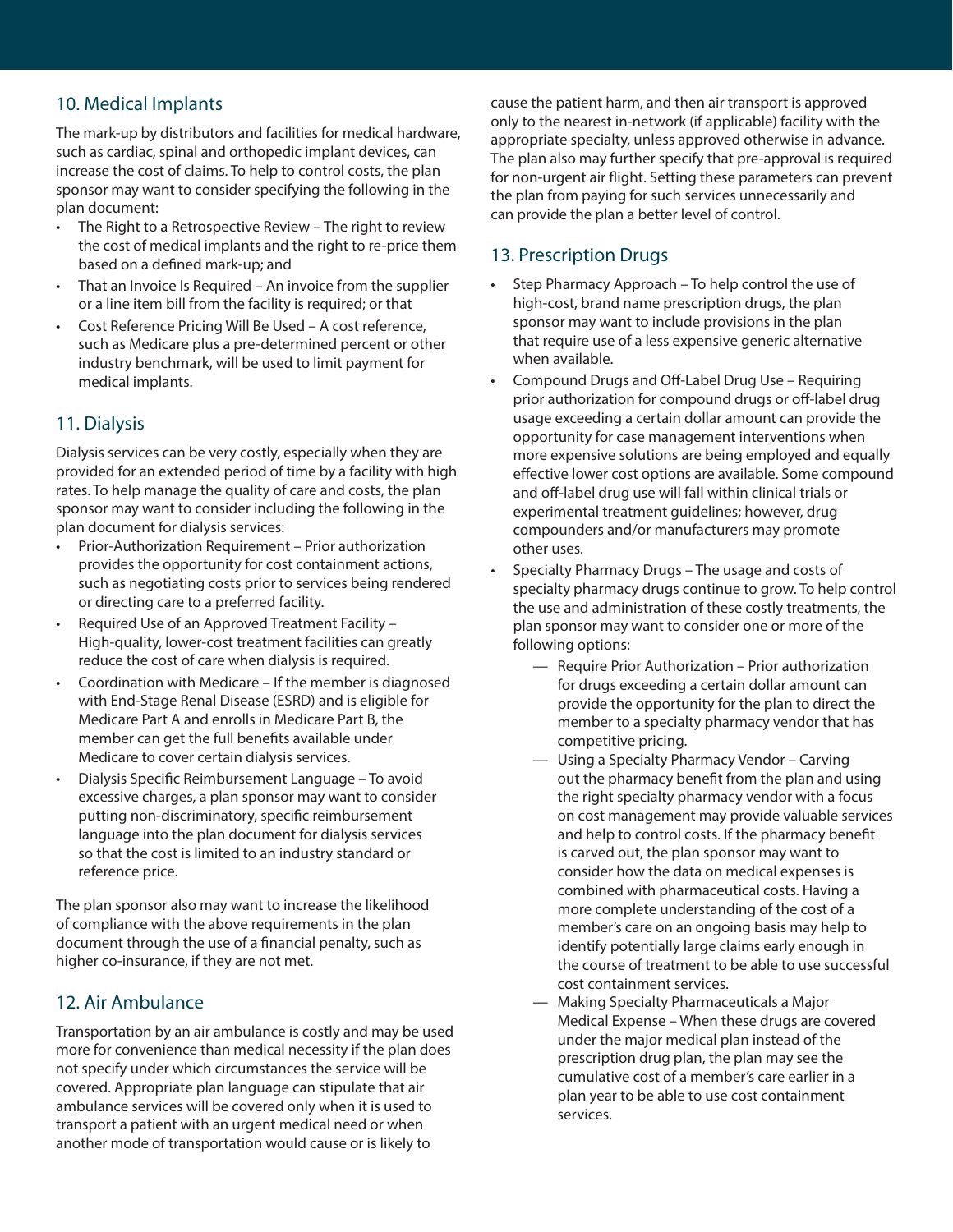## 10. Medical Implants

The mark-up by distributors and facilities for medical hardware, such as cardiac, spinal and orthopedic implant devices, can increase the cost of claims. To help to control costs, the plan sponsor may want to consider specifying the following in the plan document:

- The Right to a Retrospective Review – The right to review the cost of medical implants and the right to re-price them based on a defined mark-up; and
- That an Invoice Is Required – An invoice from the supplier or a line item bill from the facility is required; or that
- Cost Reference Pricing Will Be Used – A cost reference, such as Medicare plus a pre-determined percent or other industry benchmark, will be used to limit payment for medical implants.

## 11. Dialysis

Dialysis services can be very costly, especially when they are provided for an extended period of time by a facility with high rates. To help manage the quality of care and costs, the plan sponsor may want to consider including the following in the plan document for dialysis services:

- Prior-Authorization Requirement – Prior authorization provides the opportunity for cost containment actions, such as negotiating costs prior to services being rendered or directing care to a preferred facility.
- Required Use of an Approved Treatment Facility – High-quality, lower-cost treatment facilities can greatly reduce the cost of care when dialysis is required.
- Coordination with Medicare – If the member is diagnosed with End-Stage Renal Disease (ESRD) and is eligible for Medicare Part A and enrolls in Medicare Part B, the member can get the full benefits available under Medicare to cover certain dialysis services.
- Dialysis Specific Reimbursement Language – To avoid excessive charges, a plan sponsor may want to consider putting non-discriminatory, specific reimbursement language into the plan document for dialysis services so that the cost is limited to an industry standard or reference price.

The plan sponsor also may want to increase the likelihood of compliance with the above requirements in the plan document through the use of a financial penalty, such as higher co-insurance, if they are not met.

## 12. Air Ambulance

Transportation by an air ambulance is costly and may be used more for convenience than medical necessity if the plan does not specify under which circumstances the service will be covered. Appropriate plan language can stipulate that air ambulance services will be covered only when it is used to transport a patient with an urgent medical need or when another mode of transportation would cause or is likely to cause the patient harm, and then air transport is approved only to the nearest in-network (if applicable) facility with the appropriate specialty, unless approved otherwise in advance. The plan also may further specify that pre-approval is required for non-urgent air flight. Setting these parameters can prevent the plan from paying for such services unnecessarily and can provide the plan a better level of control.

## 13. Prescription Drugs

- Step Pharmacy Approach – To help control the use of high-cost, brand name prescription drugs, the plan sponsor may want to include provisions in the plan that require use of a less expensive generic alternative when available.
- Compound Drugs and Off-Label Drug Use – Requiring prior authorization for compound drugs or off-label drug usage exceeding a certain dollar amount can provide the opportunity for case management interventions when more expensive solutions are being employed and equally effective lower cost options are available. Some compound and off-label drug use will fall within clinical trials or experimental treatment guidelines; however, drug compounders and/or manufacturers may promote other uses.
- Specialty Pharmacy Drugs – The usage and costs of specialty pharmacy drugs continue to grow. To help control the use and administration of these costly treatments, the plan sponsor may want to consider one or more of the following options:
  - Require Prior Authorization – Prior authorization for drugs exceeding a certain dollar amount can provide the opportunity for the plan to direct the member to a specialty pharmacy vendor that has competitive pricing.
  - Using a Specialty Pharmacy Vendor – Carving out the pharmacy benefit from the plan and using the right specialty pharmacy vendor with a focus on cost management may provide valuable services and help to control costs. If the pharmacy benefit is carved out, the plan sponsor may want to consider how the data on medical expenses is combined with pharmaceutical costs. Having a more complete understanding of the cost of a member's care on an ongoing basis may help to identify potentially large claims early enough in the course of treatment to be able to use successful cost containment services.
  - Making Specialty Pharmaceuticals a Major Medical Expense – When these drugs are covered under the major medical plan instead of the prescription drug plan, the plan may see the cumulative cost of a member's care earlier in a plan year to be able to use cost containment services.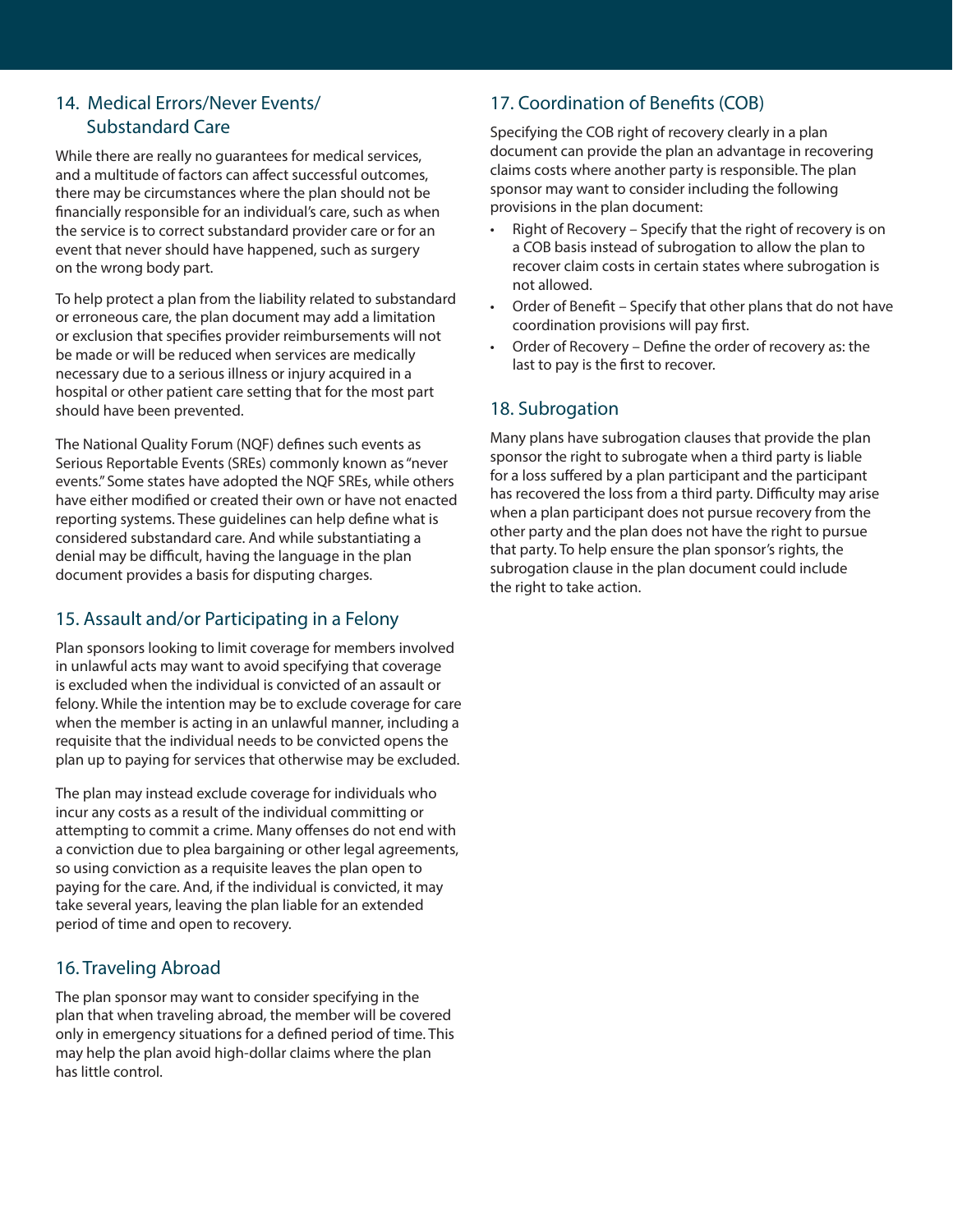## 14. Medical Errors/Never Events/ Substandard Care

While there are really no guarantees for medical services, and a multitude of factors can affect successful outcomes, there may be circumstances where the plan should not be financially responsible for an individual's care, such as when the service is to correct substandard provider care or for an event that never should have happened, such as surgery on the wrong body part.

To help protect a plan from the liability related to substandard or erroneous care, the plan document may add a limitation or exclusion that specifies provider reimbursements will not be made or will be reduced when services are medically necessary due to a serious illness or injury acquired in a hospital or other patient care setting that for the most part should have been prevented.

The National Quality Forum (NQF) defines such events as Serious Reportable Events (SREs) commonly known as "never events." Some states have adopted the NQF SREs, while others have either modified or created their own or have not enacted reporting systems. These guidelines can help define what is considered substandard care. And while substantiating a denial may be difficult, having the language in the plan document provides a basis for disputing charges.

## 15. Assault and/or Participating in a Felony

Plan sponsors looking to limit coverage for members involved in unlawful acts may want to avoid specifying that coverage is excluded when the individual is convicted of an assault or felony. While the intention may be to exclude coverage for care when the member is acting in an unlawful manner, including a requisite that the individual needs to be convicted opens the plan up to paying for services that otherwise may be excluded.

The plan may instead exclude coverage for individuals who incur any costs as a result of the individual committing or attempting to commit a crime. Many offenses do not end with a conviction due to plea bargaining or other legal agreements, so using conviction as a requisite leaves the plan open to paying for the care. And, if the individual is convicted, it may take several years, leaving the plan liable for an extended period of time and open to recovery.

## 16. Traveling Abroad

The plan sponsor may want to consider specifying in the plan that when traveling abroad, the member will be covered only in emergency situations for a defined period of time. This may help the plan avoid high-dollar claims where the plan has little control.

## 17. Coordination of Benefits (COB)

Specifying the COB right of recovery clearly in a plan document can provide the plan an advantage in recovering claims costs where another party is responsible. The plan sponsor may want to consider including the following provisions in the plan document:

- Right of Recovery – Specify that the right of recovery is on a COB basis instead of subrogation to allow the plan to recover claim costs in certain states where subrogation is not allowed.
- Order of Benefit – Specify that other plans that do not have coordination provisions will pay first.
- Order of Recovery – Define the order of recovery as: the last to pay is the first to recover.

## 18. Subrogation

Many plans have subrogation clauses that provide the plan sponsor the right to subrogate when a third party is liable for a loss suffered by a plan participant and the participant has recovered the loss from a third party. Difficulty may arise when a plan participant does not pursue recovery from the other party and the plan does not have the right to pursue that party. To help ensure the plan sponsor's rights, the subrogation clause in the plan document could include the right to take action.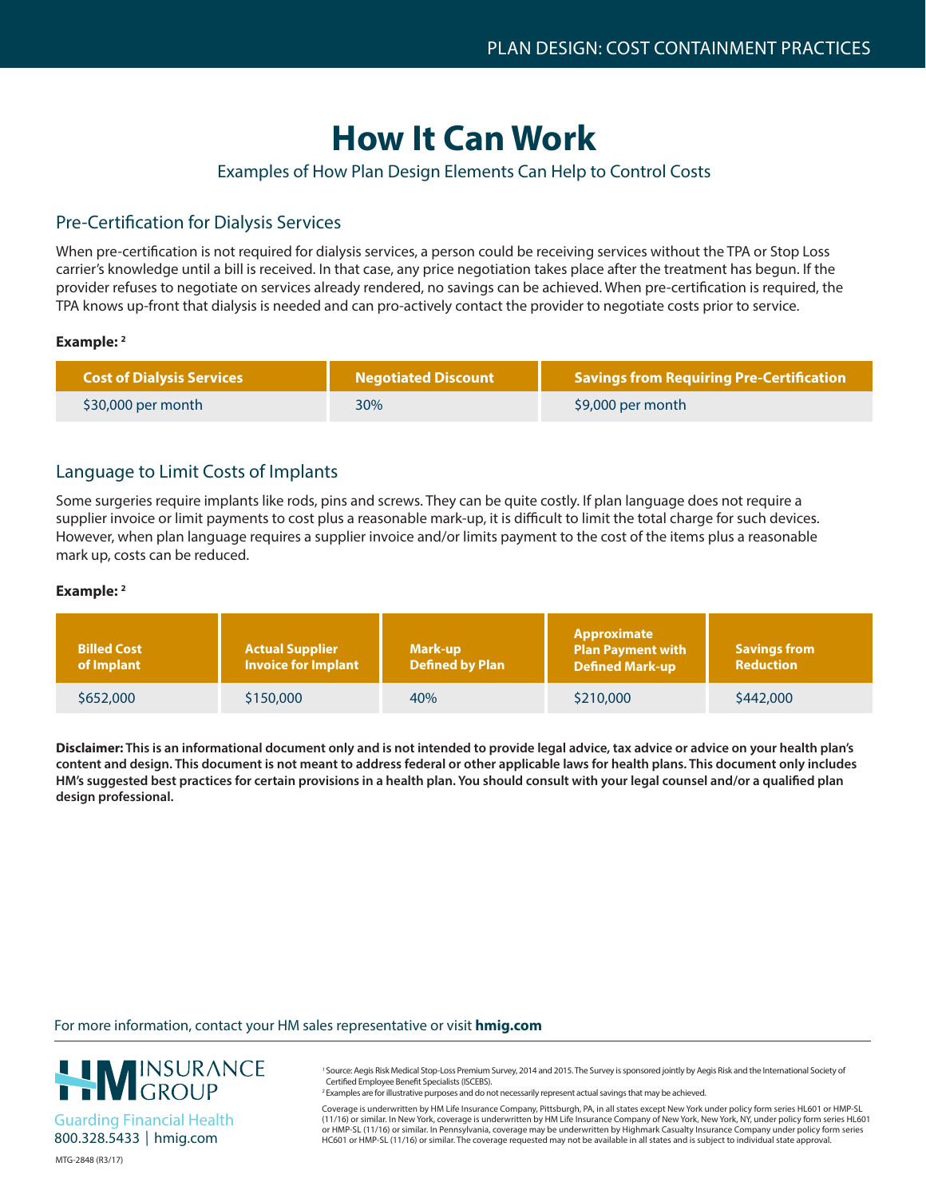# How It Can Work

Examples of How Plan Design Elements Can Help to Control Costs

## Pre-Certification for Dialysis Services

When pre-certification is not required for dialysis services, a person could be receiving services without the TPA or Stop Loss carrier's knowledge until a bill is received. In that case, any price negotiation takes place after the treatment has begun. If the provider refuses to negotiate on services already rendered, no savings can be achieved. When pre-certification is required, the TPA knows up-front that dialysis is needed and can pro-actively contact the provider to negotiate costs prior to service.

**Example:** [2]

| Cost of Dialysis Services | Negotiated Discount | Savings from Requiring Pre-Certification |
|---|---|---|
| $30,000 per month | 30% | $9,000 per month |

## Language to Limit Costs of Implants

Some surgeries require implants like rods, pins and screws. They can be quite costly. If plan language does not require a supplier invoice or limit payments to cost plus a reasonable mark-up, it is difficult to limit the total charge for such devices. However, when plan language requires a supplier invoice and/or limits payment to the cost of the items plus a reasonable mark up, costs can be reduced.

**Example:** [2]

| Billed Cost of Implant | Actual Supplier Invoice for Implant | Mark-up Defined by Plan | Approximate Plan Payment with Defined Mark-up | Savings from Reduction |
|---|---|---|---|---|
| $652,000 | $150,000 | 40% | $210,000 | $442,000 |

**Disclaimer: This is an informational document only and is not intended to provide legal advice, tax advice or advice on your health plan's content and design. This document is not meant to address federal or other applicable laws for health plans. This document only includes HM's suggested best practices for certain provisions in a health plan. You should consult with your legal counsel and/or a qualified plan design professional.**

For more information, contact your HM sales representative or visit **hmig.com**

HM INSURANCE GROUP

Guarding Financial Health

800.328.5433 | hmig.com

[1] Source: Aegis Risk Medical Stop-Loss Premium Survey, 2014 and 2015. The Survey is sponsored jointly by Aegis Risk and the International Society of Certified Employee Benefit Specialists (ISCEBS).

[2] Examples are for illustrative purposes and do not necessarily represent actual savings that may be achieved.

Coverage is underwritten by HM Life Insurance Company, Pittsburgh, PA, in all states except New York under policy form series HL601 or HMP-SL (11/16) or similar. In New York, coverage is underwritten by HM Life Insurance Company of New York, New York, NY, under policy form series HL601 or HMP-SL (11/16) or similar. In Pennsylvania, coverage may be underwritten by Highmark Casualty Insurance Company under policy form series HC601 or HMP-SL (11/16) or similar. The coverage requested may not be available in all states and is subject to individual state approval.

MTG-2848 (R3/17)